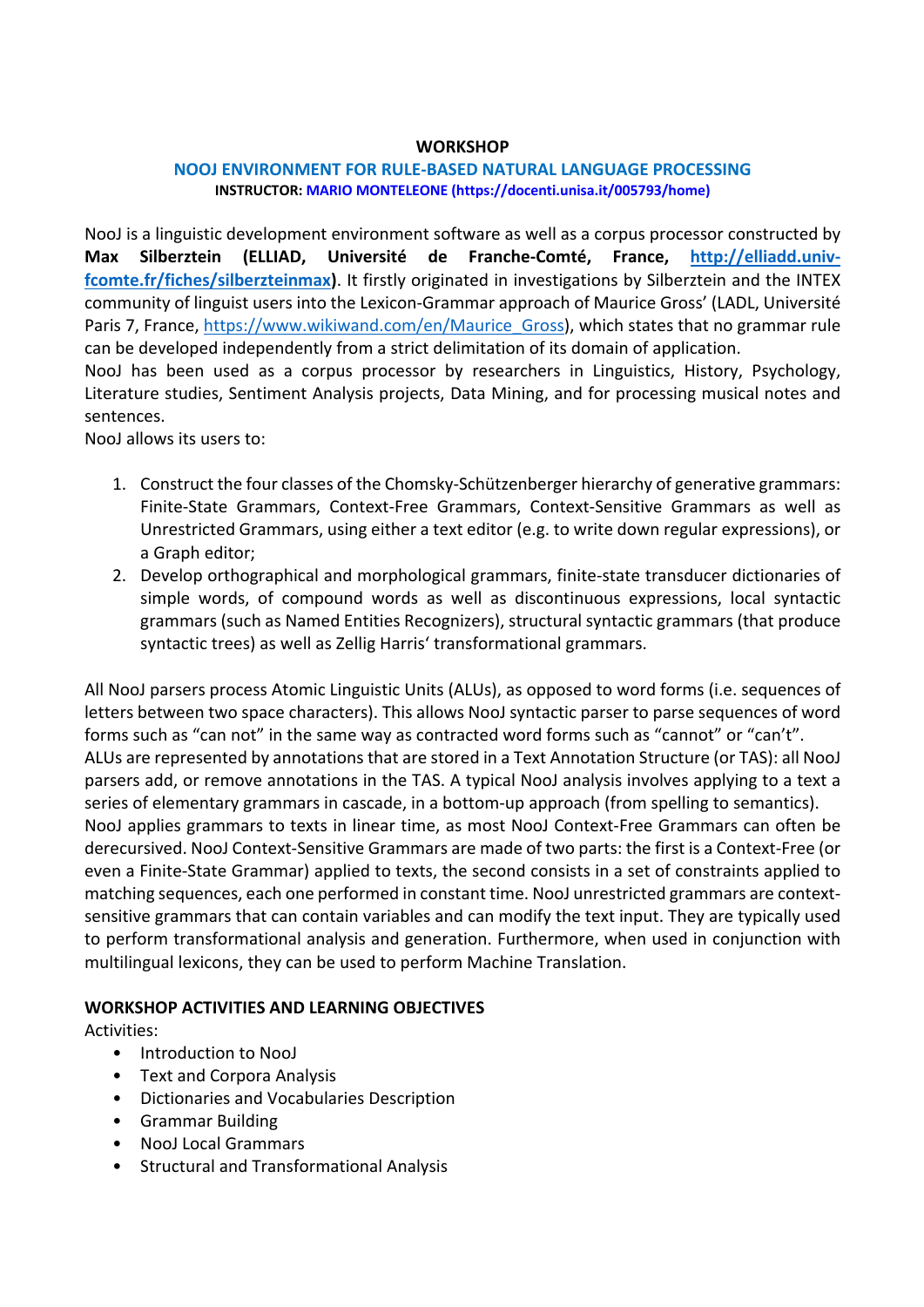**WORKSHOP**

**NOOJ ENVIRONMENT FOR RULE-BASED NATURAL LANGUAGE PROCESSING**

**INSTRUCTOR: MARIO MONTELEONE (https://docenti.unisa.it/005793/home)**

NooJ is a linguistic development environment software as well as a corpus processor constructed by **Max Silberztein (ELLIAD, Université de Franche-Comté, France, [http://elliadd.univ-fcomte.fr/fiches/silberzteinmax](http://elliadd.univ-fcomte.fr/fiches/silberzteinmax))**. It firstly originated in investigations by Silberztein and the INTEX community of linguist users into the Lexicon-Grammar approach of Maurice Gross' (LADL, Université Paris 7, France, [https://www.wikiwand.com/en/Maurice_Gross](https://www.wikiwand.com/en/Maurice_Gross)), which states that no grammar rule can be developed independently from a strict delimitation of its domain of application.
NooJ has been used as a corpus processor by researchers in Linguistics, History, Psychology, Literature studies, Sentiment Analysis projects, Data Mining, and for processing musical notes and sentences.
NooJ allows its users to:

1. Construct the four classes of the Chomsky-Schützenberger hierarchy of generative grammars: Finite-State Grammars, Context-Free Grammars, Context-Sensitive Grammars as well as Unrestricted Grammars, using either a text editor (e.g. to write down regular expressions), or a Graph editor;
2. Develop orthographical and morphological grammars, finite-state transducer dictionaries of simple words, of compound words as well as discontinuous expressions, local syntactic grammars (such as Named Entities Recognizers), structural syntactic grammars (that produce syntactic trees) as well as Zellig Harris' transformational grammars.

All NooJ parsers process Atomic Linguistic Units (ALUs), as opposed to word forms (i.e. sequences of letters between two space characters). This allows NooJ syntactic parser to parse sequences of word forms such as "can not" in the same way as contracted word forms such as "cannot" or "can't".
ALUs are represented by annotations that are stored in a Text Annotation Structure (or TAS): all NooJ parsers add, or remove annotations in the TAS. A typical NooJ analysis involves applying to a text a series of elementary grammars in cascade, in a bottom-up approach (from spelling to semantics).
NooJ applies grammars to texts in linear time, as most NooJ Context-Free Grammars can often be derecursived. NooJ Context-Sensitive Grammars are made of two parts: the first is a Context-Free (or even a Finite-State Grammar) applied to texts, the second consists in a set of constraints applied to matching sequences, each one performed in constant time. NooJ unrestricted grammars are context-sensitive grammars that can contain variables and can modify the text input. They are typically used to perform transformational analysis and generation. Furthermore, when used in conjunction with multilingual lexicons, they can be used to perform Machine Translation.

**WORKSHOP ACTIVITIES AND LEARNING OBJECTIVES**

Activities:

- Introduction to NooJ
- Text and Corpora Analysis
- Dictionaries and Vocabularies Description
- Grammar Building
- NooJ Local Grammars
- Structural and Transformational Analysis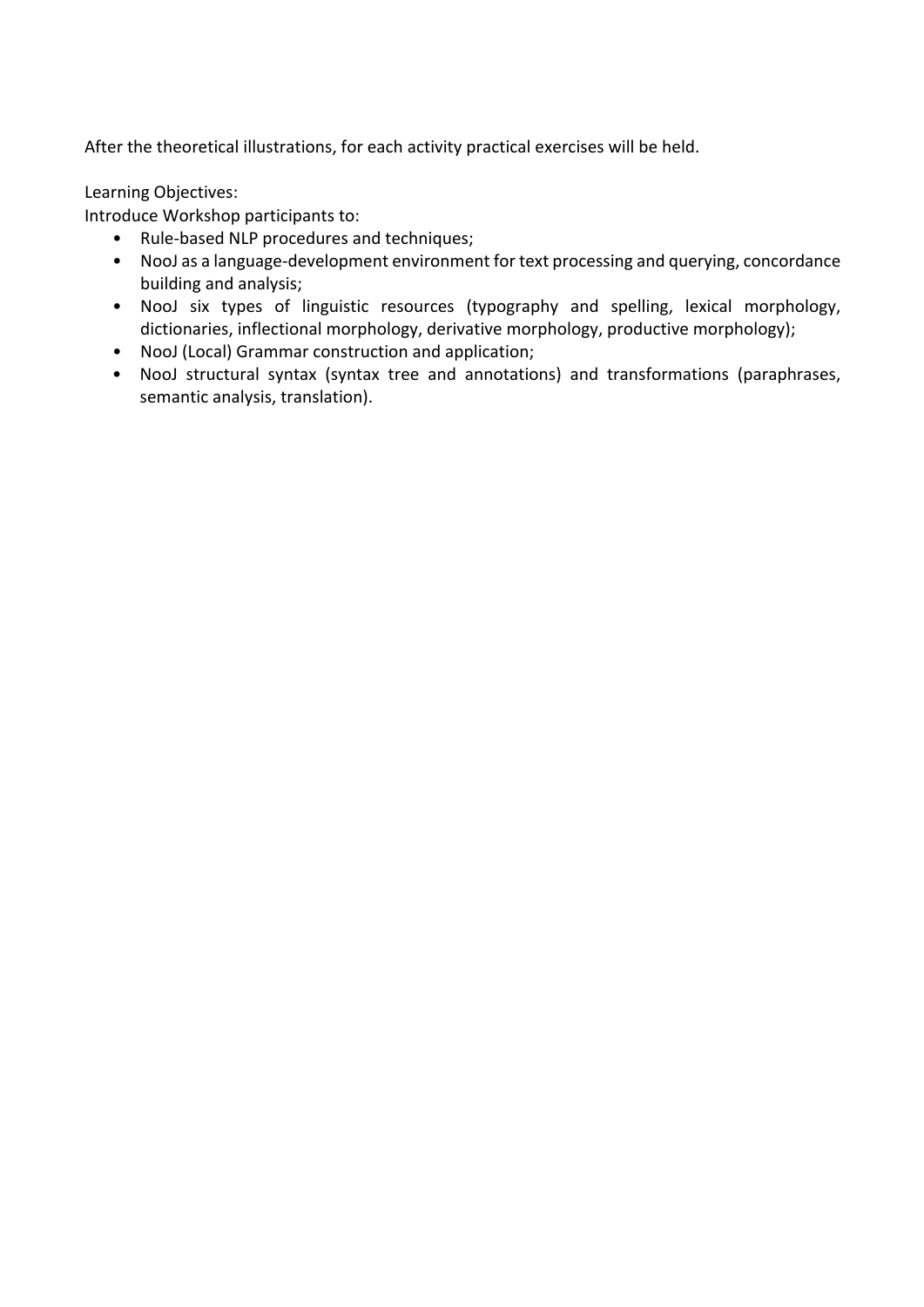After the theoretical illustrations, for each activity practical exercises will be held.

Learning Objectives:
Introduce Workshop participants to:

- Rule-based NLP procedures and techniques;
- NooJ as a language-development environment for text processing and querying, concordance building and analysis;
- NooJ six types of linguistic resources (typography and spelling, lexical morphology, dictionaries, inflectional morphology, derivative morphology, productive morphology);
- NooJ (Local) Grammar construction and application;
- NooJ structural syntax (syntax tree and annotations) and transformations (paraphrases, semantic analysis, translation).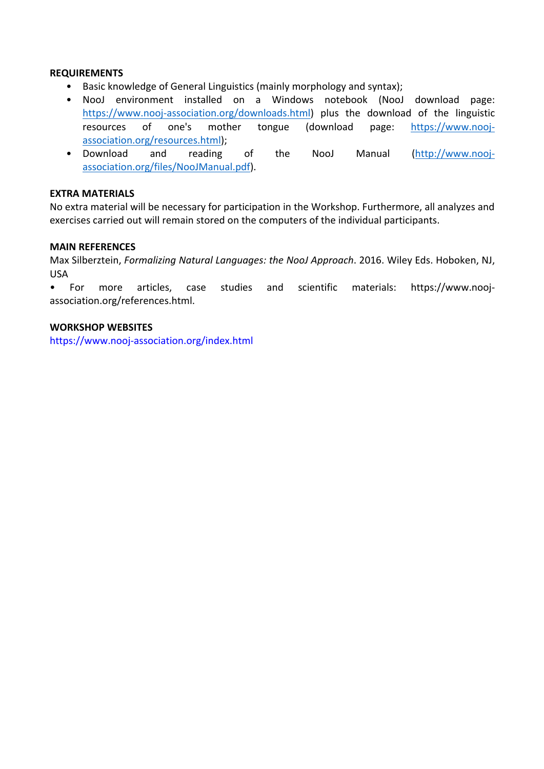**REQUIREMENTS**

- Basic knowledge of General Linguistics (mainly morphology and syntax);
- NooJ environment installed on a Windows notebook (NooJ download page: https://www.nooj-association.org/downloads.html) plus the download of the linguistic resources of one's mother tongue (download page: https://www.nooj-association.org/resources.html);
- Download and reading of the NooJ Manual (http://www.nooj-association.org/files/NooJManual.pdf).

**EXTRA MATERIALS**

No extra material will be necessary for participation in the Workshop. Furthermore, all analyzes and exercises carried out will remain stored on the computers of the individual participants.

**MAIN REFERENCES**

Max Silberztein, *Formalizing Natural Languages: the NooJ Approach*. 2016. Wiley Eds. Hoboken, NJ, USA

• For more articles, case studies and scientific materials: https://www.nooj-association.org/references.html.

**WORKSHOP WEBSITES**

https://www.nooj-association.org/index.html